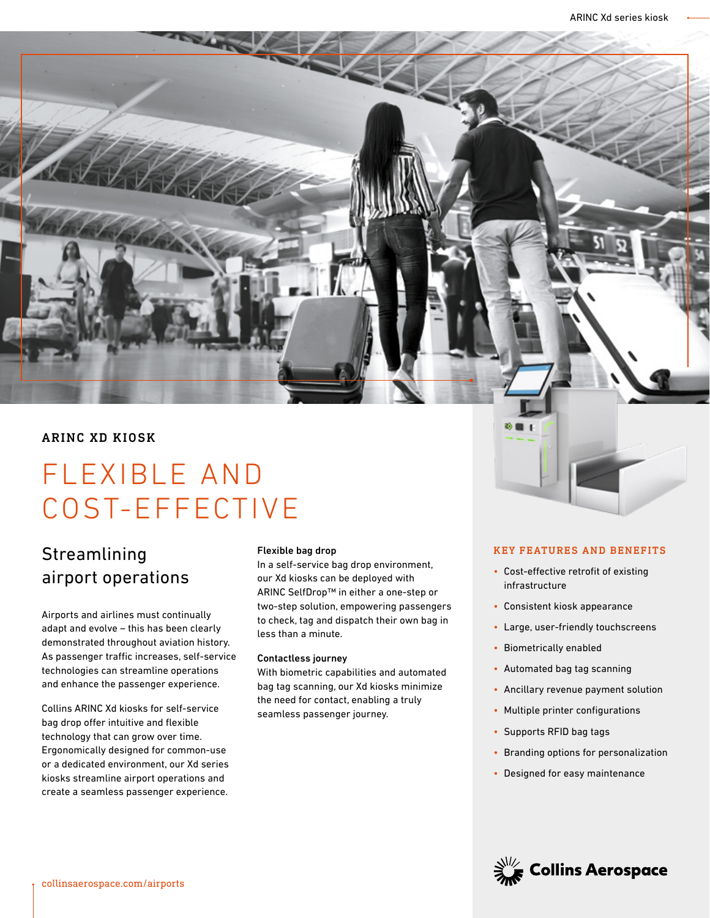ARINC XD KIOSK

# FLEXIBLE AND COST-EFFECTIVE

## Streamlining airport operations

Airports and airlines must continually adapt and evolve – this has been clearly demonstrated throughout aviation history. As passenger traffic increases, self-service technologies can streamline operations and enhance the passenger experience.

Collins ARINC Xd kiosks for self-service bag drop offer intuitive and flexible technology that can grow over time. Ergonomically designed for common-use or a dedicated environment, our Xd series kiosks streamline airport operations and create a seamless passenger experience.

**Flexible bag drop**

In a self-service bag drop environment, our Xd kiosks can be deployed with ARINC SelfDrop™ in either a one-step or two-step solution, empowering passengers to check, tag and dispatch their own bag in less than a minute.

**Contactless journey**

With biometric capabilities and automated bag tag scanning, our Xd kiosks minimize the need for contact, enabling a truly seamless passenger journey.

### KEY FEATURES AND BENEFITS

- Cost-effective retrofit of existing infrastructure
- Consistent kiosk appearance
- Large, user-friendly touchscreens
- Biometrically enabled
- Automated bag tag scanning
- Ancillary revenue payment solution
- Multiple printer configurations
- Supports RFID bag tags
- Branding options for personalization
- Designed for easy maintenance

collinsaerospace.com/airports

Collins Aerospace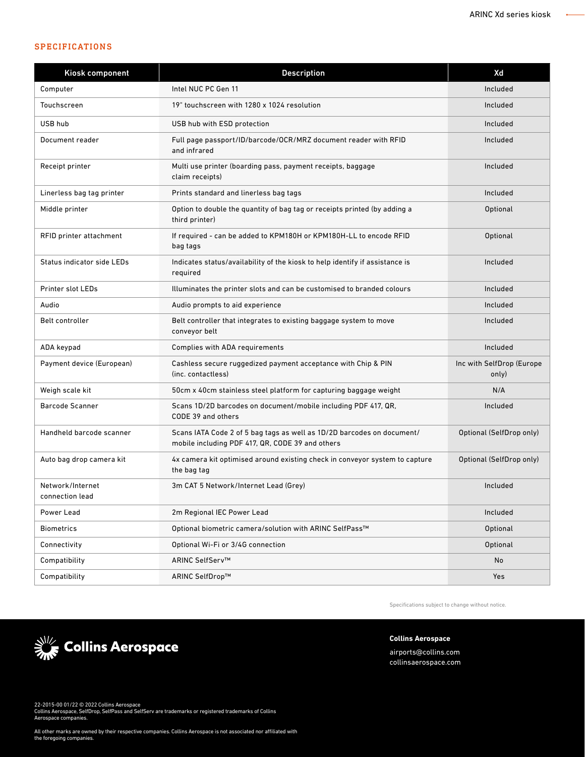## SPECIFICATIONS

| Kiosk component | Description | Xd |
|---|---|---|
| Computer | Intel NUC PC Gen 11 | Included |
| Touchscreen | 19" touchscreen with 1280 x 1024 resolution | Included |
| USB hub | USB hub with ESD protection | Included |
| Document reader | Full page passport/ID/barcode/OCR/MRZ document reader with RFID and infrared | Included |
| Receipt printer | Multi use printer (boarding pass, payment receipts, baggage claim receipts) | Included |
| Linerless bag tag printer | Prints standard and linerless bag tags | Included |
| Middle printer | Option to double the quantity of bag tag or receipts printed (by adding a third printer) | Optional |
| RFID printer attachment | If required - can be added to KPM180H or KPM180H-LL to encode RFID bag tags | Optional |
| Status indicator side LEDs | Indicates status/availability of the kiosk to help identify if assistance is required | Included |
| Printer slot LEDs | Illuminates the printer slots and can be customised to branded colours | Included |
| Audio | Audio prompts to aid experience | Included |
| Belt controller | Belt controller that integrates to existing baggage system to move conveyor belt | Included |
| ADA keypad | Complies with ADA requirements | Included |
| Payment device (European) | Cashless secure ruggedized payment acceptance with Chip & PIN (inc. contactless) | Inc with SelfDrop (Europe only) |
| Weigh scale kit | 50cm x 40cm stainless steel platform for capturing baggage weight | N/A |
| Barcode Scanner | Scans 1D/2D barcodes on document/mobile including PDF 417, QR, CODE 39 and others | Included |
| Handheld barcode scanner | Scans IATA Code 2 of 5 bag tags as well as 1D/2D barcodes on document/ mobile including PDF 417, QR, CODE 39 and others | Optional (SelfDrop only) |
| Auto bag drop camera kit | 4x camera kit optimised around existing check in conveyor system to capture the bag tag | Optional (SelfDrop only) |
| Network/Internet connection lead | 3m CAT 5 Network/Internet Lead (Grey) | Included |
| Power Lead | 2m Regional IEC Power Lead | Included |
| Biometrics | Optional biometric camera/solution with ARINC SelfPass™ | Optional |
| Connectivity | Optional Wi-Fi or 3/4G connection | Optional |
| Compatibility | ARINC SelfServ™ | No |
| Compatibility | ARINC SelfDrop™ | Yes |

Specifications subject to change without notice.

Collins Aerospace

**Collins Aerospace**

airports@collins.com
collinsaerospace.com

22-2015-00 01/22 © 2022 Collins Aerospace
Collins Aerospace, SelfDrop, SelfPass and SelfServ are trademarks or registered trademarks of Collins Aerospace companies.

All other marks are owned by their respective companies. Collins Aerospace is not associated nor affiliated with the foregoing companies.